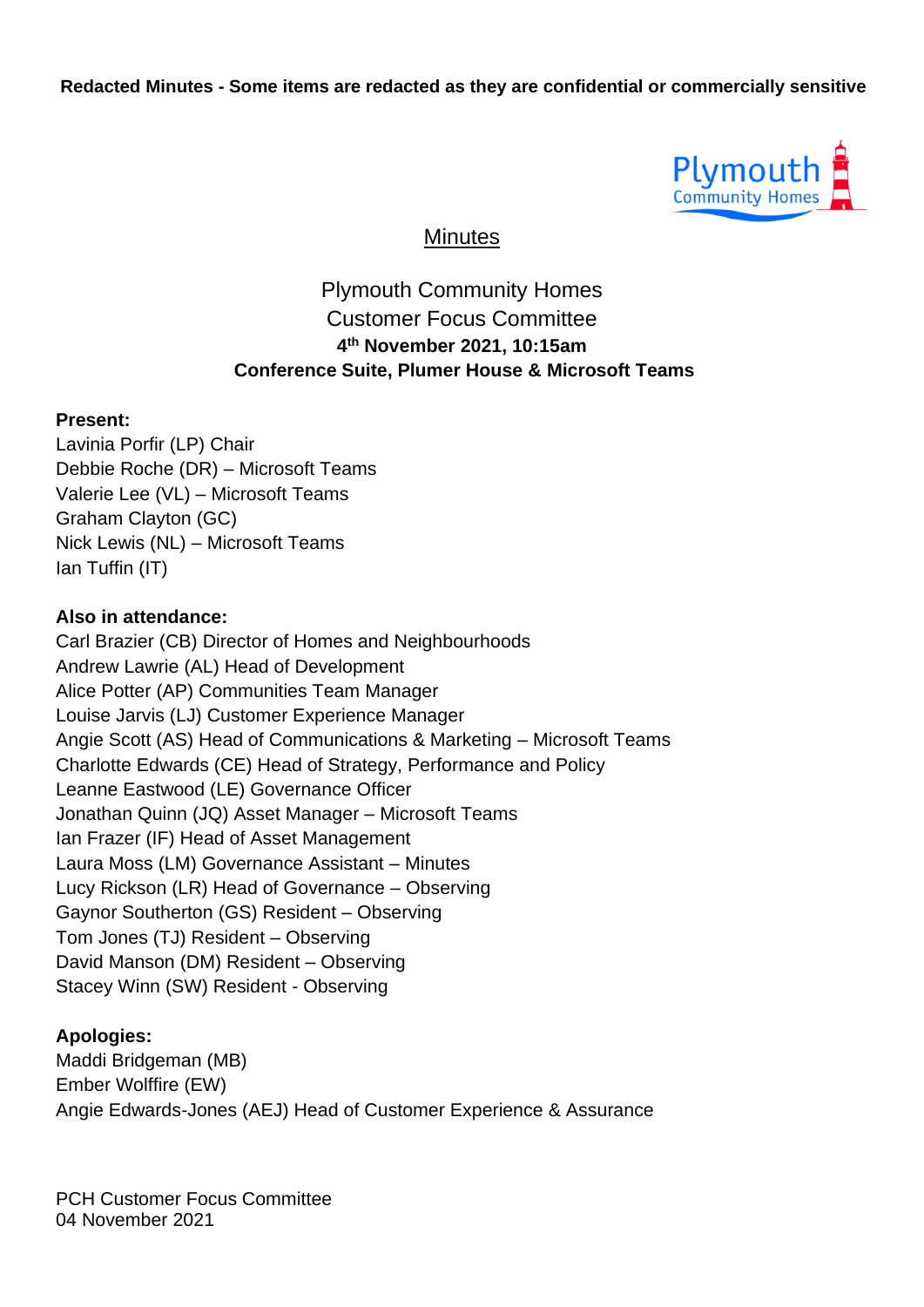**Redacted Minutes - Some items are redacted as they are confidential or commercially sensitive**

# Minutes

## Plymouth Community Homes
## Customer Focus Committee

**4th November 2021, 10:15am**
**Conference Suite, Plumer House & Microsoft Teams**

**Present:**
Lavinia Porfir (LP) Chair
Debbie Roche (DR) – Microsoft Teams
Valerie Lee (VL) – Microsoft Teams
Graham Clayton (GC)
Nick Lewis (NL) – Microsoft Teams
Ian Tuffin (IT)

**Also in attendance:**
Carl Brazier (CB) Director of Homes and Neighbourhoods
Andrew Lawrie (AL) Head of Development
Alice Potter (AP) Communities Team Manager
Louise Jarvis (LJ) Customer Experience Manager
Angie Scott (AS) Head of Communications & Marketing – Microsoft Teams
Charlotte Edwards (CE) Head of Strategy, Performance and Policy
Leanne Eastwood (LE) Governance Officer
Jonathan Quinn (JQ) Asset Manager – Microsoft Teams
Ian Frazer (IF) Head of Asset Management
Laura Moss (LM) Governance Assistant – Minutes
Lucy Rickson (LR) Head of Governance – Observing
Gaynor Southerton (GS) Resident – Observing
Tom Jones (TJ) Resident – Observing
David Manson (DM) Resident – Observing
Stacey Winn (SW) Resident - Observing

**Apologies:**
Maddi Bridgeman (MB)
Ember Wolffire (EW)
Angie Edwards-Jones (AEJ) Head of Customer Experience & Assurance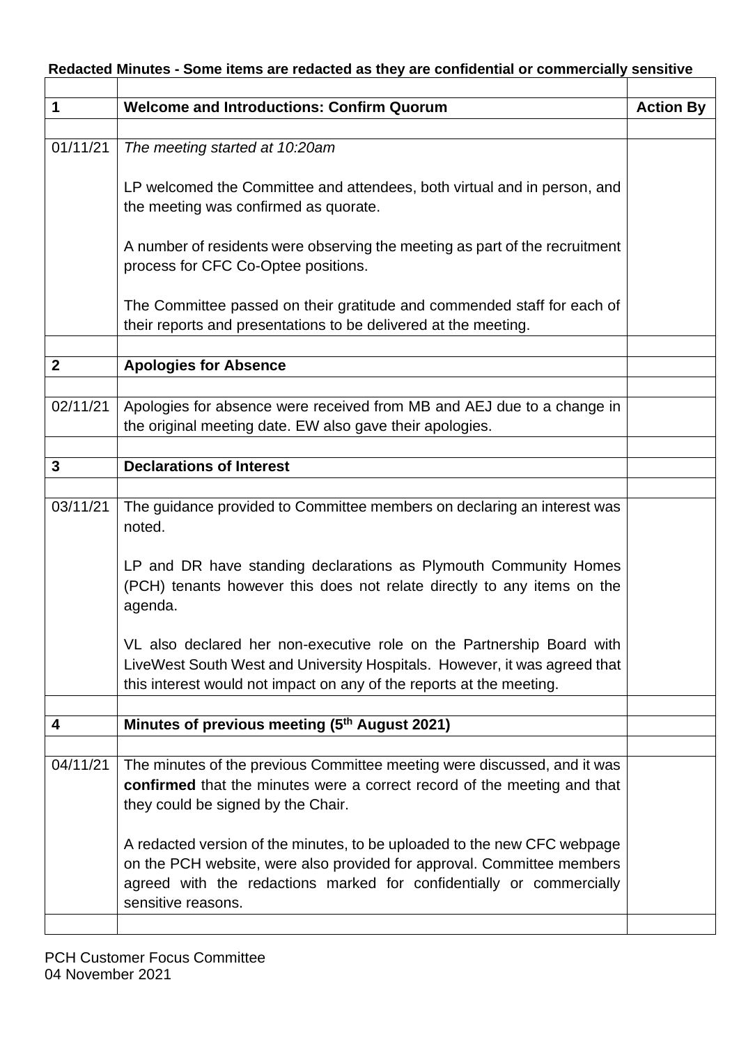**Redacted Minutes - Some items are redacted as they are confidential or commercially sensitive**

| | | |
|---|---|---|
| **1** | **Welcome and Introductions: Confirm Quorum** | **Action By** |
| | | |
| 01/11/21 | *The meeting started at 10:20am*<br><br>LP welcomed the Committee and attendees, both virtual and in person, and the meeting was confirmed as quorate.<br><br>A number of residents were observing the meeting as part of the recruitment process for CFC Co-Optee positions.<br><br>The Committee passed on their gratitude and commended staff for each of their reports and presentations to be delivered at the meeting. | |
| | | |
| **2** | **Apologies for Absence** | |
| | | |
| 02/11/21 | Apologies for absence were received from MB and AEJ due to a change in the original meeting date. EW also gave their apologies. | |
| | | |
| **3** | **Declarations of Interest** | |
| | | |
| 03/11/21 | The guidance provided to Committee members on declaring an interest was noted.<br><br>LP and DR have standing declarations as Plymouth Community Homes (PCH) tenants however this does not relate directly to any items on the agenda.<br><br>VL also declared her non-executive role on the Partnership Board with LiveWest South West and University Hospitals. However, it was agreed that this interest would not impact on any of the reports at the meeting. | |
| | | |
| **4** | **Minutes of previous meeting (5th August 2021)** | |
| | | |
| 04/11/21 | The minutes of the previous Committee meeting were discussed, and it was **confirmed** that the minutes were a correct record of the meeting and that they could be signed by the Chair.<br><br>A redacted version of the minutes, to be uploaded to the new CFC webpage on the PCH website, were also provided for approval. Committee members agreed with the redactions marked for confidentially or commercially sensitive reasons. | |
| | | |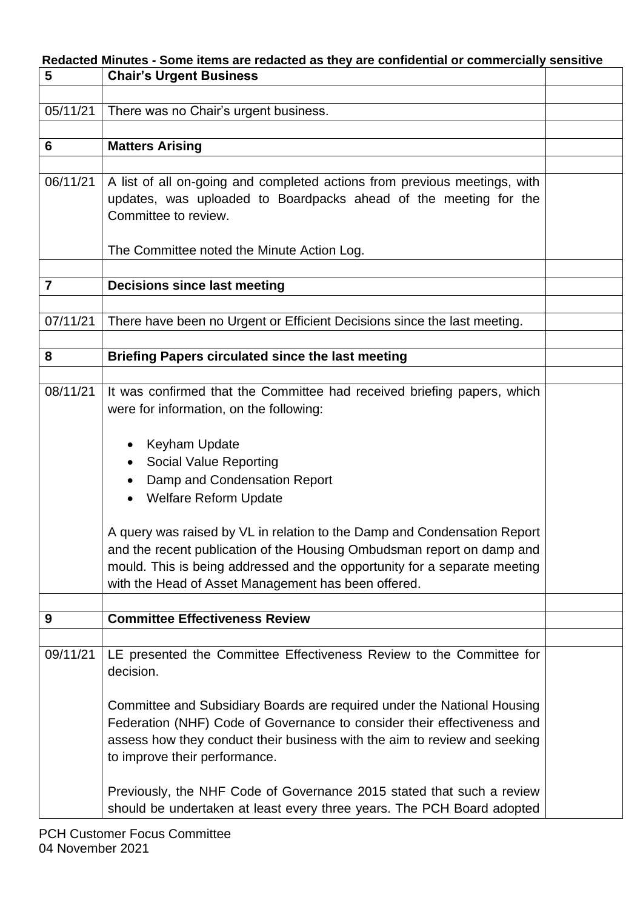**Redacted Minutes - Some items are redacted as they are confidential or commercially sensitive**

| 5 | **Chair's Urgent Business** | |
|---|---|---|
| | | |
| 05/11/21 | There was no Chair's urgent business. | |
| | | |
| **6** | **Matters Arising** | |
| | | |
| 06/11/21 | A list of all on-going and completed actions from previous meetings, with updates, was uploaded to Boardpacks ahead of the meeting for the Committee to review.<br><br>The Committee noted the Minute Action Log. | |
| | | |
| **7** | **Decisions since last meeting** | |
| | | |
| 07/11/21 | There have been no Urgent or Efficient Decisions since the last meeting. | |
| | | |
| **8** | **Briefing Papers circulated since the last meeting** | |
| | | |
| 08/11/21 | It was confirmed that the Committee had received briefing papers, which were for information, on the following:<br><br>• Keyham Update<br>• Social Value Reporting<br>• Damp and Condensation Report<br>• Welfare Reform Update<br><br>A query was raised by VL in relation to the Damp and Condensation Report and the recent publication of the Housing Ombudsman report on damp and mould. This is being addressed and the opportunity for a separate meeting with the Head of Asset Management has been offered. | |
| | | |
| **9** | **Committee Effectiveness Review** | |
| | | |
| 09/11/21 | LE presented the Committee Effectiveness Review to the Committee for decision.<br><br>Committee and Subsidiary Boards are required under the National Housing Federation (NHF) Code of Governance to consider their effectiveness and assess how they conduct their business with the aim to review and seeking to improve their performance.<br><br>Previously, the NHF Code of Governance 2015 stated that such a review should be undertaken at least every three years. The PCH Board adopted | |

PCH Customer Focus Committee
04 November 2021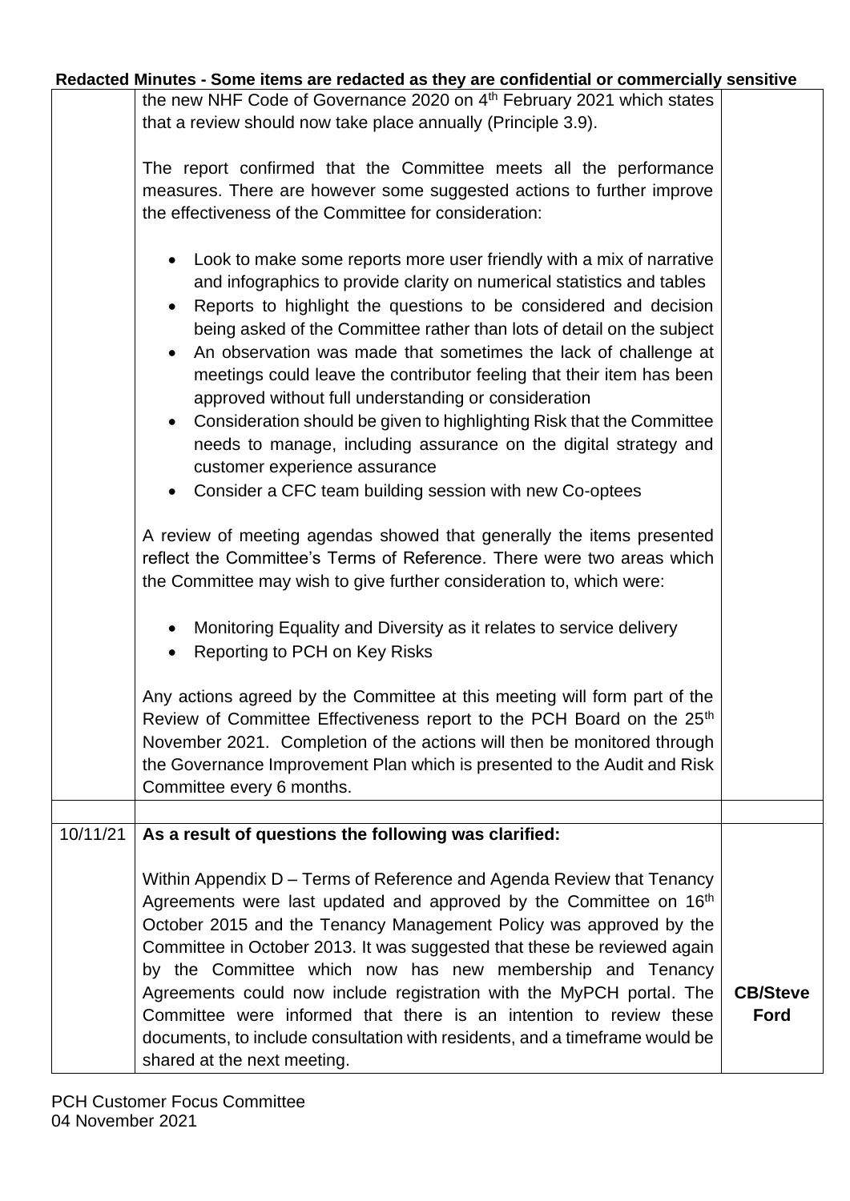**Redacted Minutes - Some items are redacted as they are confidential or commercially sensitive**

| | | |
|---|---|---|
| | the new NHF Code of Governance 2020 on 4th February 2021 which states that a review should now take place annually (Principle 3.9).<br><br>The report confirmed that the Committee meets all the performance measures. There are however some suggested actions to further improve the effectiveness of the Committee for consideration:<br><br>• Look to make some reports more user friendly with a mix of narrative and infographics to provide clarity on numerical statistics and tables<br>• Reports to highlight the questions to be considered and decision being asked of the Committee rather than lots of detail on the subject<br>• An observation was made that sometimes the lack of challenge at meetings could leave the contributor feeling that their item has been approved without full understanding or consideration<br>• Consideration should be given to highlighting Risk that the Committee needs to manage, including assurance on the digital strategy and customer experience assurance<br>• Consider a CFC team building session with new Co-optees<br><br>A review of meeting agendas showed that generally the items presented reflect the Committee's Terms of Reference. There were two areas which the Committee may wish to give further consideration to, which were:<br><br>• Monitoring Equality and Diversity as it relates to service delivery<br>• Reporting to PCH on Key Risks<br><br>Any actions agreed by the Committee at this meeting will form part of the Review of Committee Effectiveness report to the PCH Board on the 25th November 2021. Completion of the actions will then be monitored through the Governance Improvement Plan which is presented to the Audit and Risk Committee every 6 months. | |
| | | |
| 10/11/21 | **As a result of questions the following was clarified:**<br><br>Within Appendix D – Terms of Reference and Agenda Review that Tenancy Agreements were last updated and approved by the Committee on 16th October 2015 and the Tenancy Management Policy was approved by the Committee in October 2013. It was suggested that these be reviewed again by the Committee which now has new membership and Tenancy Agreements could now include registration with the MyPCH portal. The Committee were informed that there is an intention to review these documents, to include consultation with residents, and a timeframe would be shared at the next meeting. | **CB/Steve Ford** |

PCH Customer Focus Committee
04 November 2021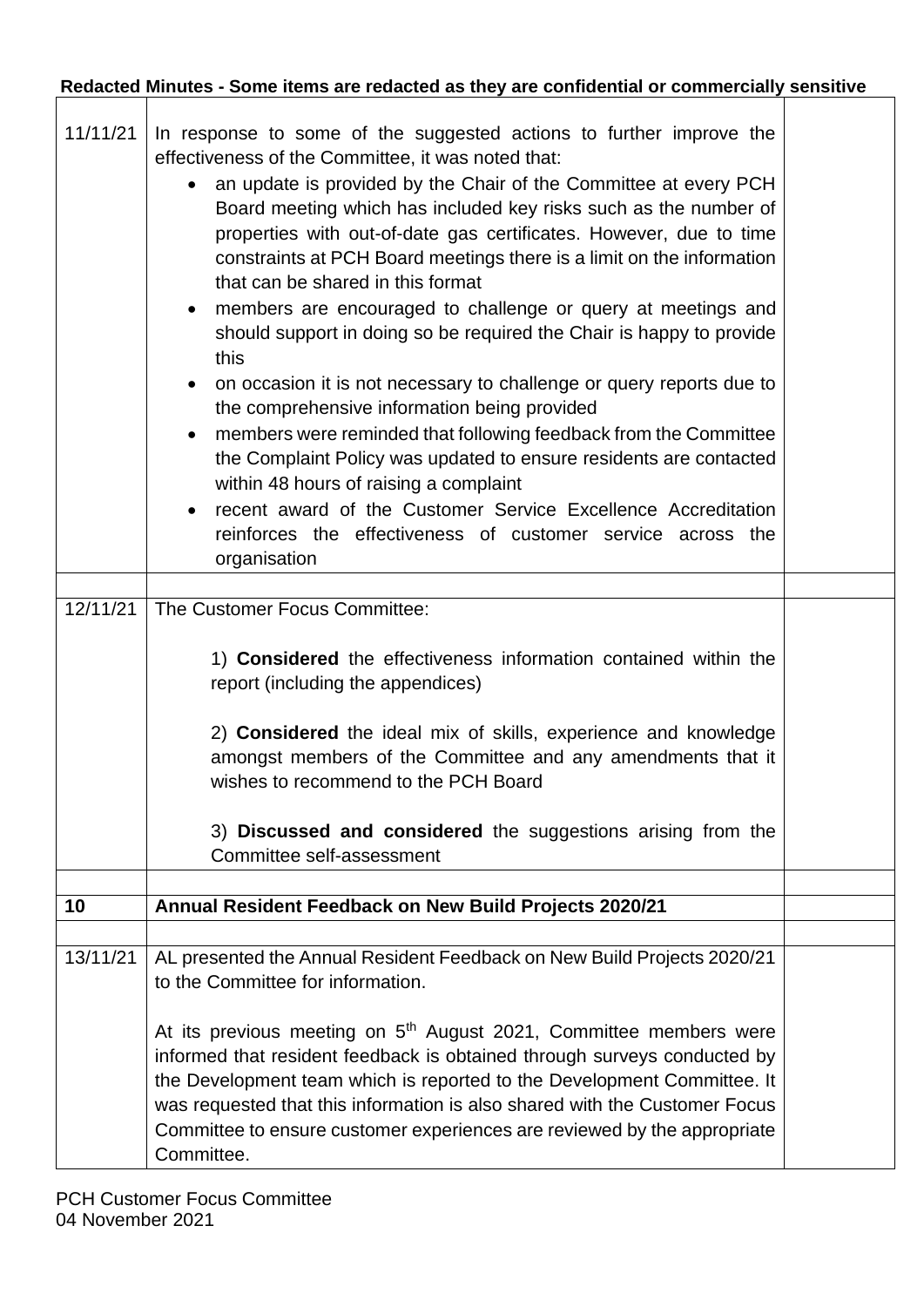**Redacted Minutes - Some items are redacted as they are confidential or commercially sensitive**

| | | |
|---|---|---|
| 11/11/21 | In response to some of the suggested actions to further improve the effectiveness of the Committee, it was noted that:<br>• an update is provided by the Chair of the Committee at every PCH Board meeting which has included key risks such as the number of properties with out-of-date gas certificates. However, due to time constraints at PCH Board meetings there is a limit on the information that can be shared in this format<br>• members are encouraged to challenge or query at meetings and should support in doing so be required the Chair is happy to provide this<br>• on occasion it is not necessary to challenge or query reports due to the comprehensive information being provided<br>• members were reminded that following feedback from the Committee the Complaint Policy was updated to ensure residents are contacted within 48 hours of raising a complaint<br>• recent award of the Customer Service Excellence Accreditation reinforces the effectiveness of customer service across the organisation | |
| | | |
| 12/11/21 | The Customer Focus Committee:<br><br>1) **Considered** the effectiveness information contained within the report (including the appendices)<br><br>2) **Considered** the ideal mix of skills, experience and knowledge amongst members of the Committee and any amendments that it wishes to recommend to the PCH Board<br><br>3) **Discussed and considered** the suggestions arising from the Committee self-assessment | |
| | | |
| **10** | **Annual Resident Feedback on New Build Projects 2020/21** | |
| | | |
| 13/11/21 | AL presented the Annual Resident Feedback on New Build Projects 2020/21 to the Committee for information.<br><br>At its previous meeting on 5th August 2021, Committee members were informed that resident feedback is obtained through surveys conducted by the Development team which is reported to the Development Committee. It was requested that this information is also shared with the Customer Focus Committee to ensure customer experiences are reviewed by the appropriate Committee. | |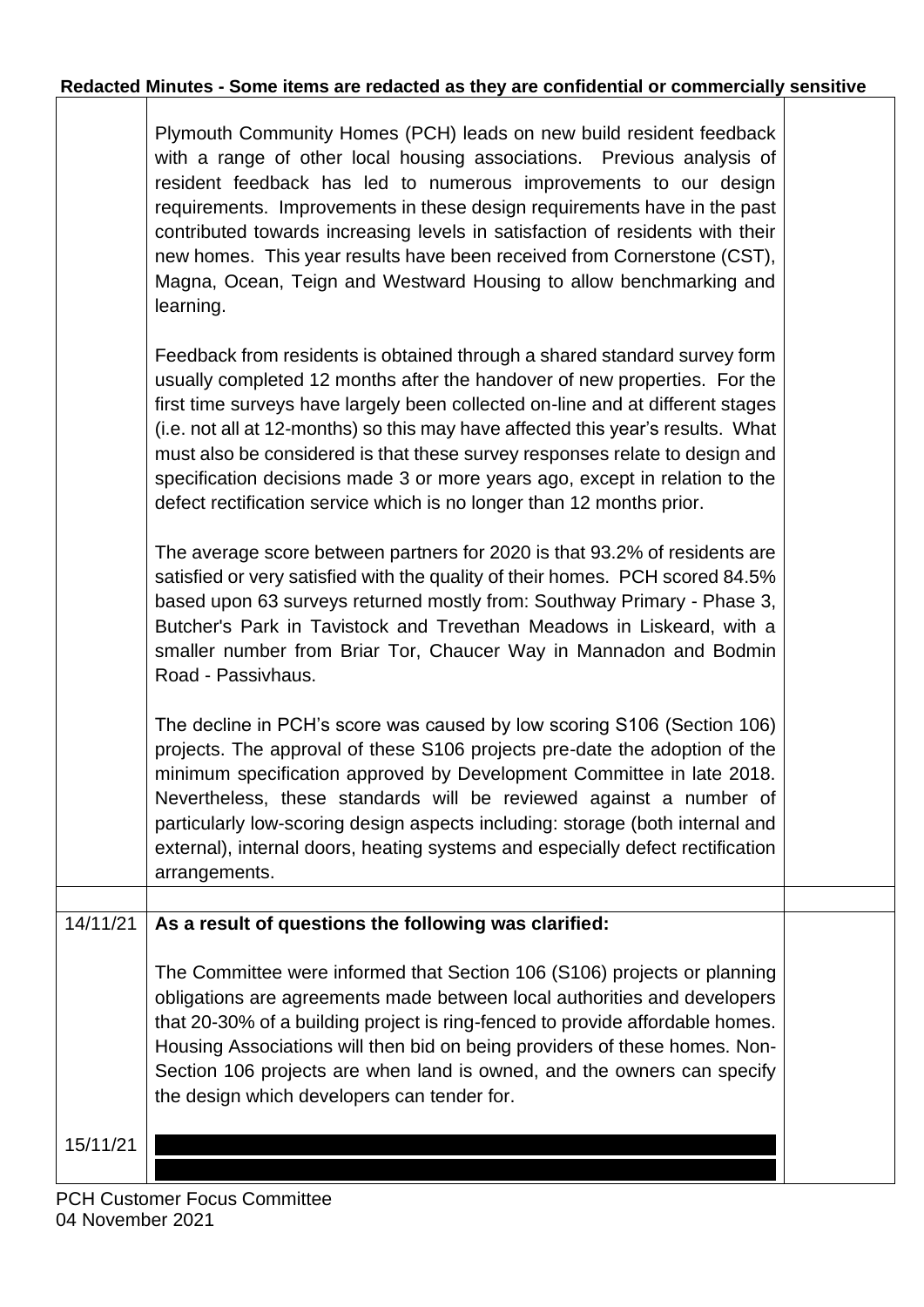**Redacted Minutes - Some items are redacted as they are confidential or commercially sensitive**

| | | |
|---|---|---|
| | Plymouth Community Homes (PCH) leads on new build resident feedback with a range of other local housing associations. Previous analysis of resident feedback has led to numerous improvements to our design requirements. Improvements in these design requirements have in the past contributed towards increasing levels in satisfaction of residents with their new homes. This year results have been received from Cornerstone (CST), Magna, Ocean, Teign and Westward Housing to allow benchmarking and learning.<br><br>Feedback from residents is obtained through a shared standard survey form usually completed 12 months after the handover of new properties. For the first time surveys have largely been collected on-line and at different stages (i.e. not all at 12-months) so this may have affected this year's results. What must also be considered is that these survey responses relate to design and specification decisions made 3 or more years ago, except in relation to the defect rectification service which is no longer than 12 months prior.<br><br>The average score between partners for 2020 is that 93.2% of residents are satisfied or very satisfied with the quality of their homes. PCH scored 84.5% based upon 63 surveys returned mostly from: Southway Primary - Phase 3, Butcher's Park in Tavistock and Trevethan Meadows in Liskeard, with a smaller number from Briar Tor, Chaucer Way in Mannadon and Bodmin Road - Passivhaus.<br><br>The decline in PCH's score was caused by low scoring S106 (Section 106) projects. The approval of these S106 projects pre-date the adoption of the minimum specification approved by Development Committee in late 2018. Nevertheless, these standards will be reviewed against a number of particularly low-scoring design aspects including: storage (both internal and external), internal doors, heating systems and especially defect rectification arrangements. | |
| | | |
| 14/11/21 | **As a result of questions the following was clarified:**<br><br>The Committee were informed that Section 106 (S106) projects or planning obligations are agreements made between local authorities and developers that 20-30% of a building project is ring-fenced to provide affordable homes. Housing Associations will then bid on being providers of these homes. Non-Section 106 projects are when land is owned, and the owners can specify the design which developers can tender for. | |
| 15/11/21 | [REDACTED] | |

PCH Customer Focus Committee
04 November 2021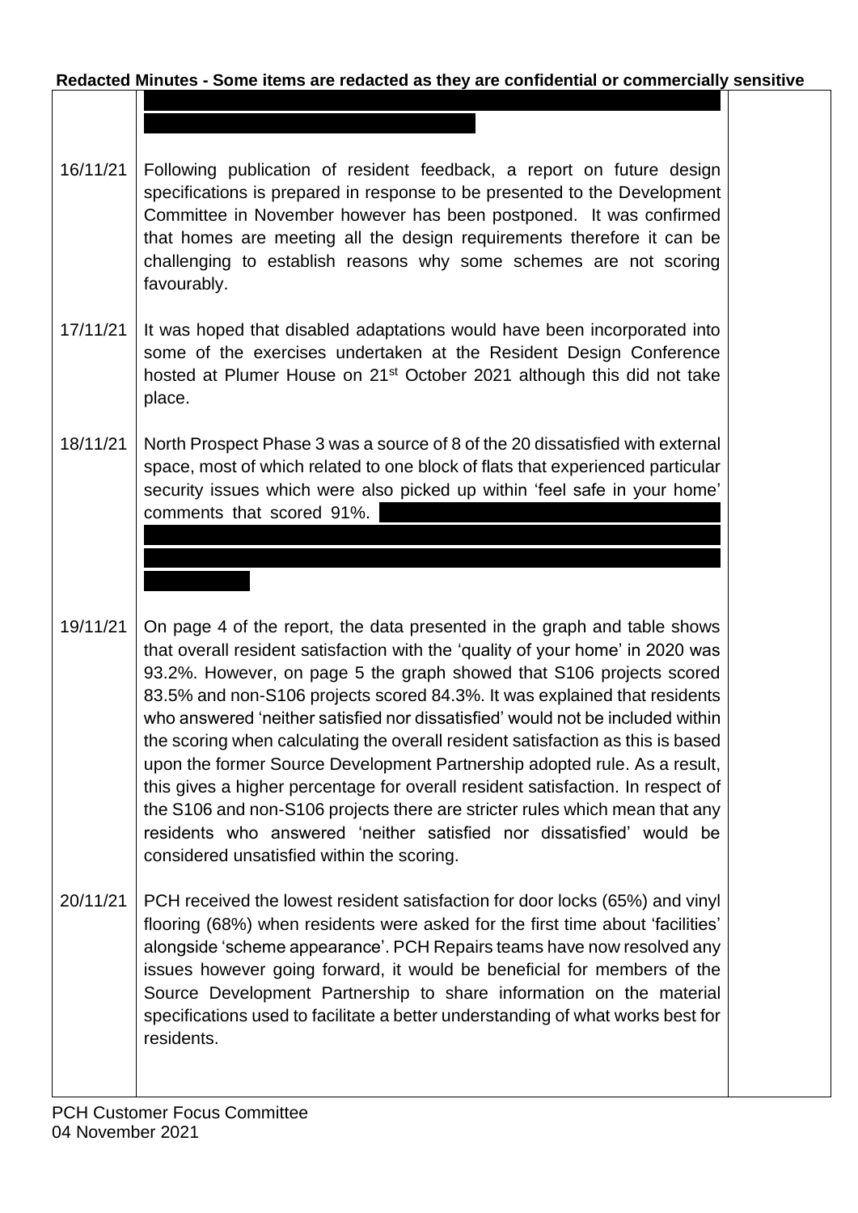**Redacted Minutes - Some items are redacted as they are confidential or commercially sensitive**

| | | |
|---|---|---|
| | | |
| 16/11/21 | Following publication of resident feedback, a report on future design specifications is prepared in response to be presented to the Development Committee in November however has been postponed. It was confirmed that homes are meeting all the design requirements therefore it can be challenging to establish reasons why some schemes are not scoring favourably. | |
| 17/11/21 | It was hoped that disabled adaptations would have been incorporated into some of the exercises undertaken at the Resident Design Conference hosted at Plumer House on 21st October 2021 although this did not take place. | |
| 18/11/21 | North Prospect Phase 3 was a source of 8 of the 20 dissatisfied with external space, most of which related to one block of flats that experienced particular security issues which were also picked up within 'feel safe in your home' comments that scored 91%. | |
| 19/11/21 | On page 4 of the report, the data presented in the graph and table shows that overall resident satisfaction with the 'quality of your home' in 2020 was 93.2%. However, on page 5 the graph showed that S106 projects scored 83.5% and non-S106 projects scored 84.3%. It was explained that residents who answered 'neither satisfied nor dissatisfied' would not be included within the scoring when calculating the overall resident satisfaction as this is based upon the former Source Development Partnership adopted rule. As a result, this gives a higher percentage for overall resident satisfaction. In respect of the S106 and non-S106 projects there are stricter rules which mean that any residents who answered 'neither satisfied nor dissatisfied' would be considered unsatisfied within the scoring. | |
| 20/11/21 | PCH received the lowest resident satisfaction for door locks (65%) and vinyl flooring (68%) when residents were asked for the first time about 'facilities' alongside 'scheme appearance'. PCH Repairs teams have now resolved any issues however going forward, it would be beneficial for members of the Source Development Partnership to share information on the material specifications used to facilitate a better understanding of what works best for residents. | |

PCH Customer Focus Committee
04 November 2021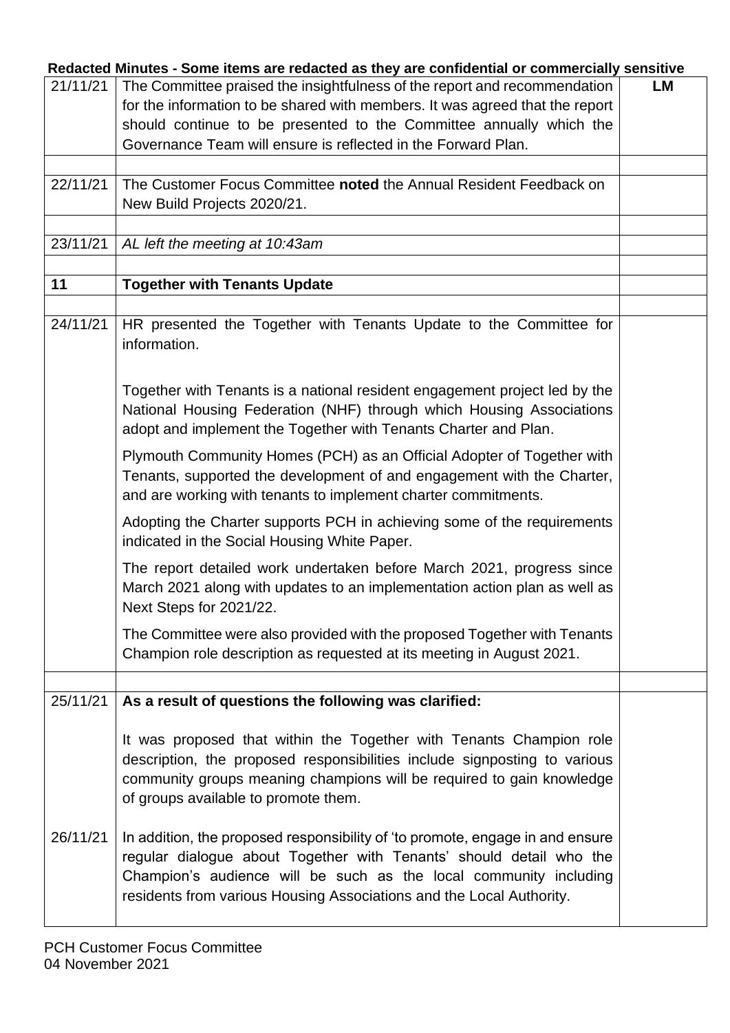**Redacted Minutes - Some items are redacted as they are confidential or commercially sensitive**

| | | |
|---|---|---|
| 21/11/21 | The Committee praised the insightfulness of the report and recommendation for the information to be shared with members. It was agreed that the report should continue to be presented to the Committee annually which the Governance Team will ensure is reflected in the Forward Plan. | **LM** |
| | | |
| 22/11/21 | The Customer Focus Committee **noted** the Annual Resident Feedback on New Build Projects 2020/21. | |
| | | |
| 23/11/21 | *AL left the meeting at 10:43am* | |
| | | |
| **11** | **Together with Tenants Update** | |
| | | |
| 24/11/21 | HR presented the Together with Tenants Update to the Committee for information.<br><br>Together with Tenants is a national resident engagement project led by the National Housing Federation (NHF) through which Housing Associations adopt and implement the Together with Tenants Charter and Plan.<br><br>Plymouth Community Homes (PCH) as an Official Adopter of Together with Tenants, supported the development of and engagement with the Charter, and are working with tenants to implement charter commitments.<br><br>Adopting the Charter supports PCH in achieving some of the requirements indicated in the Social Housing White Paper.<br><br>The report detailed work undertaken before March 2021, progress since March 2021 along with updates to an implementation action plan as well as Next Steps for 2021/22.<br><br>The Committee were also provided with the proposed Together with Tenants Champion role description as requested at its meeting in August 2021. | |
| | | |
| 25/11/21 | **As a result of questions the following was clarified:**<br><br>It was proposed that within the Together with Tenants Champion role description, the proposed responsibilities include signposting to various community groups meaning champions will be required to gain knowledge of groups available to promote them. | |
| 26/11/21 | In addition, the proposed responsibility of 'to promote, engage in and ensure regular dialogue about Together with Tenants' should detail who the Champion's audience will be such as the local community including residents from various Housing Associations and the Local Authority. | |

PCH Customer Focus Committee
04 November 2021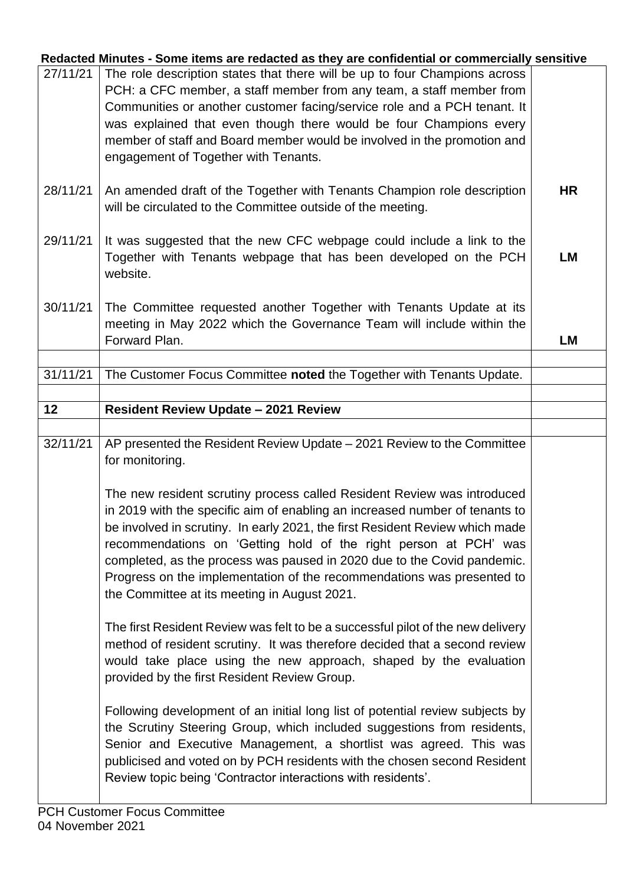**Redacted Minutes - Some items are redacted as they are confidential or commercially sensitive**

| | | |
|---|---|---|
| 27/11/21 | The role description states that there will be up to four Champions across PCH: a CFC member, a staff member from any team, a staff member from Communities or another customer facing/service role and a PCH tenant. It was explained that even though there would be four Champions every member of staff and Board member would be involved in the promotion and engagement of Together with Tenants. | |
| 28/11/21 | An amended draft of the Together with Tenants Champion role description will be circulated to the Committee outside of the meeting. | **HR** |
| 29/11/21 | It was suggested that the new CFC webpage could include a link to the Together with Tenants webpage that has been developed on the PCH website. | **LM** |
| 30/11/21 | The Committee requested another Together with Tenants Update at its meeting in May 2022 which the Governance Team will include within the Forward Plan. | **LM** |
| | | |
| 31/11/21 | The Customer Focus Committee **noted** the Together with Tenants Update. | |
| | | |
| **12** | **Resident Review Update – 2021 Review** | |
| | | |
| 32/11/21 | AP presented the Resident Review Update – 2021 Review to the Committee for monitoring.<br><br>The new resident scrutiny process called Resident Review was introduced in 2019 with the specific aim of enabling an increased number of tenants to be involved in scrutiny. In early 2021, the first Resident Review which made recommendations on 'Getting hold of the right person at PCH' was completed, as the process was paused in 2020 due to the Covid pandemic. Progress on the implementation of the recommendations was presented to the Committee at its meeting in August 2021.<br><br>The first Resident Review was felt to be a successful pilot of the new delivery method of resident scrutiny. It was therefore decided that a second review would take place using the new approach, shaped by the evaluation provided by the first Resident Review Group.<br><br>Following development of an initial long list of potential review subjects by the Scrutiny Steering Group, which included suggestions from residents, Senior and Executive Management, a shortlist was agreed. This was publicised and voted on by PCH residents with the chosen second Resident Review topic being 'Contractor interactions with residents'. | |

PCH Customer Focus Committee
04 November 2021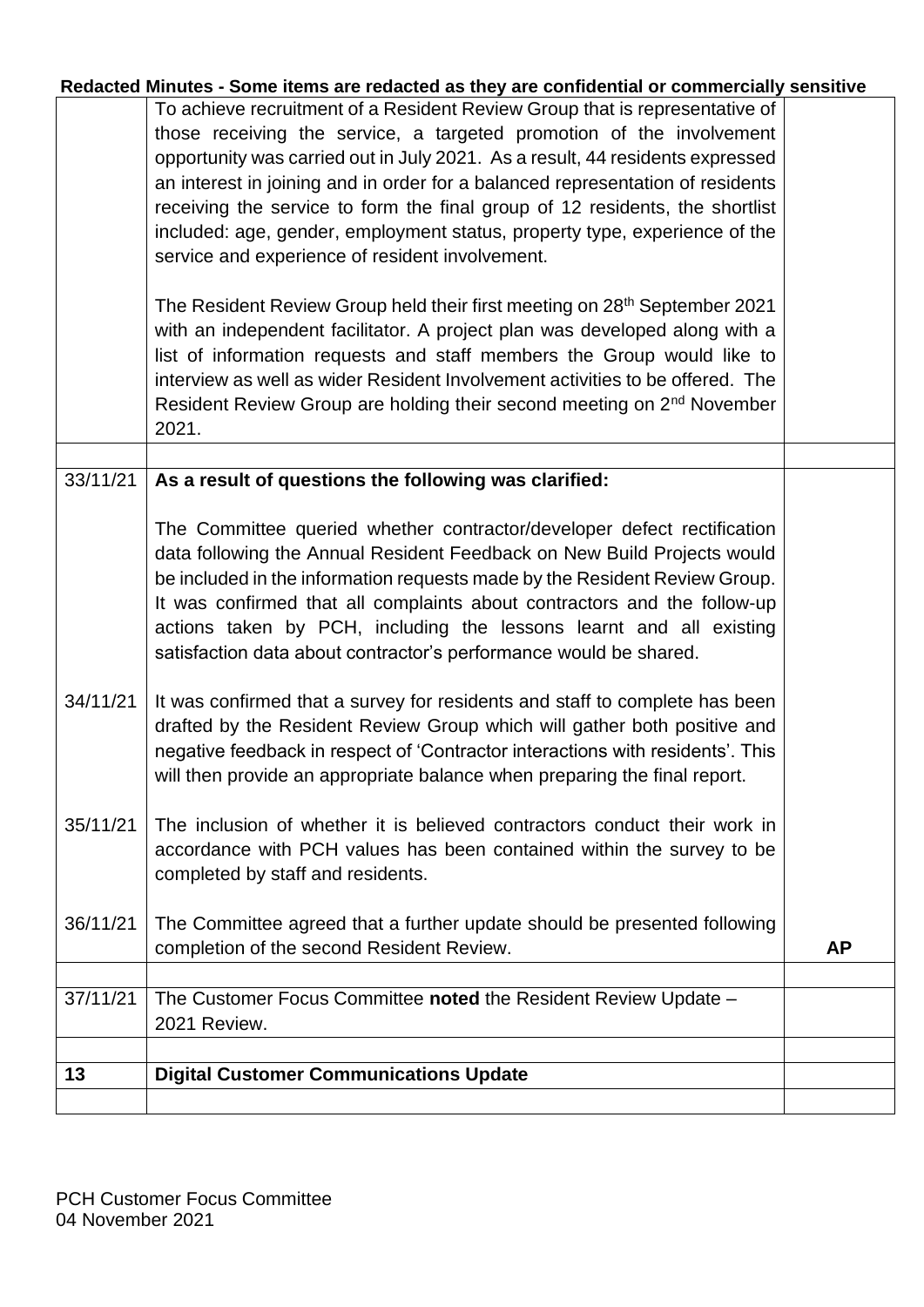**Redacted Minutes - Some items are redacted as they are confidential or commercially sensitive**

| | | |
|---|---|---|
| | To achieve recruitment of a Resident Review Group that is representative of those receiving the service, a targeted promotion of the involvement opportunity was carried out in July 2021. As a result, 44 residents expressed an interest in joining and in order for a balanced representation of residents receiving the service to form the final group of 12 residents, the shortlist included: age, gender, employment status, property type, experience of the service and experience of resident involvement.<br><br>The Resident Review Group held their first meeting on 28th September 2021 with an independent facilitator. A project plan was developed along with a list of information requests and staff members the Group would like to interview as well as wider Resident Involvement activities to be offered. The Resident Review Group are holding their second meeting on 2nd November 2021. | |
| | | |
| 33/11/21 | **As a result of questions the following was clarified:**<br><br>The Committee queried whether contractor/developer defect rectification data following the Annual Resident Feedback on New Build Projects would be included in the information requests made by the Resident Review Group. It was confirmed that all complaints about contractors and the follow-up actions taken by PCH, including the lessons learnt and all existing satisfaction data about contractor's performance would be shared. | |
| 34/11/21 | It was confirmed that a survey for residents and staff to complete has been drafted by the Resident Review Group which will gather both positive and negative feedback in respect of 'Contractor interactions with residents'. This will then provide an appropriate balance when preparing the final report. | |
| 35/11/21 | The inclusion of whether it is believed contractors conduct their work in accordance with PCH values has been contained within the survey to be completed by staff and residents. | |
| 36/11/21 | The Committee agreed that a further update should be presented following completion of the second Resident Review. | **AP** |
| | | |
| 37/11/21 | The Customer Focus Committee **noted** the Resident Review Update – 2021 Review. | |
| | | |
| **13** | **Digital Customer Communications Update** | |
| | | |

PCH Customer Focus Committee
04 November 2021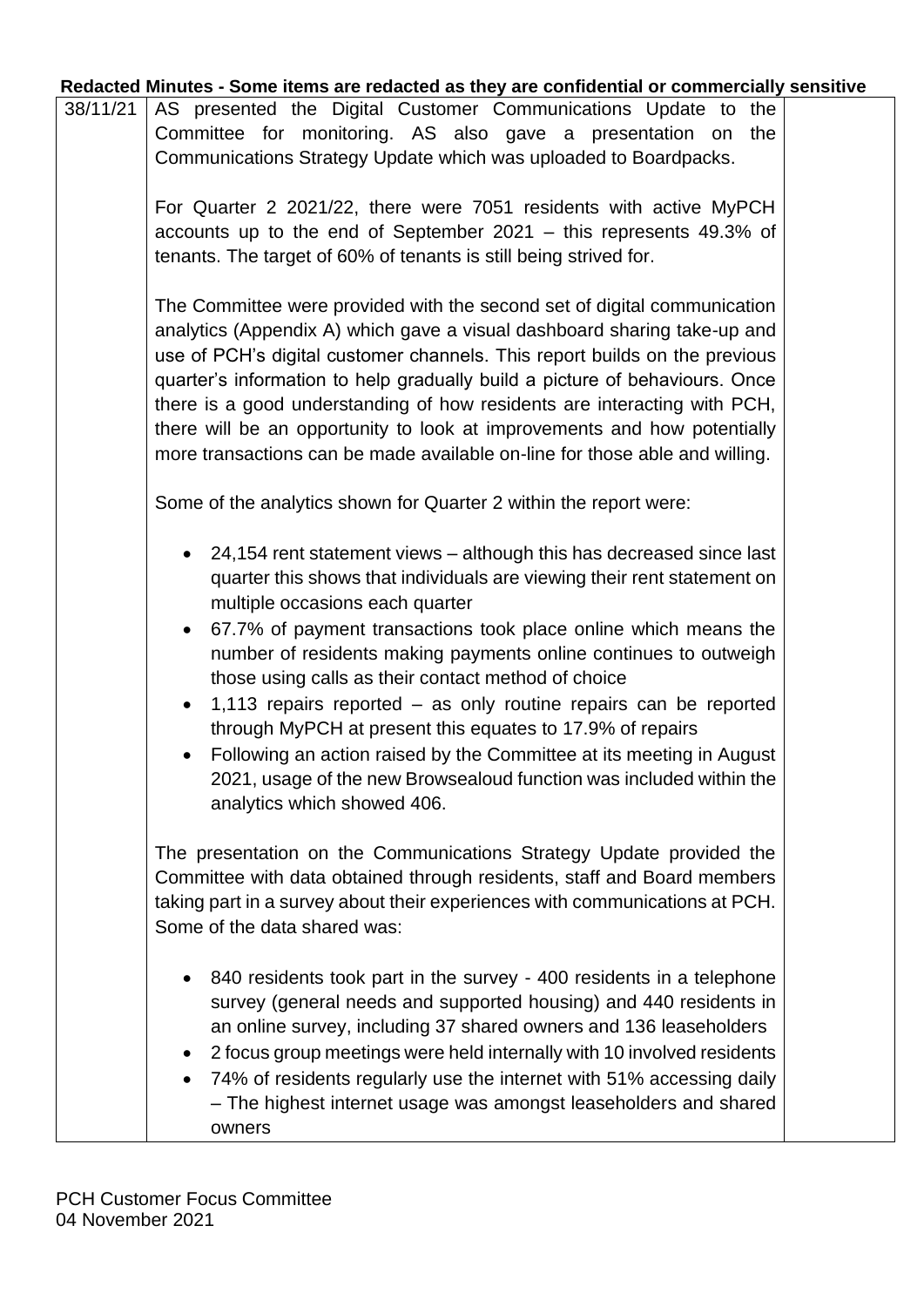**Redacted Minutes - Some items are redacted as they are confidential or commercially sensitive**

| | | |
|---|---|---|
| 38/11/21 | AS presented the Digital Customer Communications Update to the Committee for monitoring. AS also gave a presentation on the Communications Strategy Update which was uploaded to Boardpacks.<br><br>For Quarter 2 2021/22, there were 7051 residents with active MyPCH accounts up to the end of September 2021 – this represents 49.3% of tenants. The target of 60% of tenants is still being strived for.<br><br>The Committee were provided with the second set of digital communication analytics (Appendix A) which gave a visual dashboard sharing take-up and use of PCH's digital customer channels. This report builds on the previous quarter's information to help gradually build a picture of behaviours. Once there is a good understanding of how residents are interacting with PCH, there will be an opportunity to look at improvements and how potentially more transactions can be made available on-line for those able and willing.<br><br>Some of the analytics shown for Quarter 2 within the report were:<br><br>• 24,154 rent statement views – although this has decreased since last quarter this shows that individuals are viewing their rent statement on multiple occasions each quarter<br>• 67.7% of payment transactions took place online which means the number of residents making payments online continues to outweigh those using calls as their contact method of choice<br>• 1,113 repairs reported – as only routine repairs can be reported through MyPCH at present this equates to 17.9% of repairs<br>• Following an action raised by the Committee at its meeting in August 2021, usage of the new Browsealoud function was included within the analytics which showed 406.<br><br>The presentation on the Communications Strategy Update provided the Committee with data obtained through residents, staff and Board members taking part in a survey about their experiences with communications at PCH. Some of the data shared was:<br><br>• 840 residents took part in the survey - 400 residents in a telephone survey (general needs and supported housing) and 440 residents in an online survey, including 37 shared owners and 136 leaseholders<br>• 2 focus group meetings were held internally with 10 involved residents<br>• 74% of residents regularly use the internet with 51% accessing daily – The highest internet usage was amongst leaseholders and shared owners | |

PCH Customer Focus Committee
04 November 2021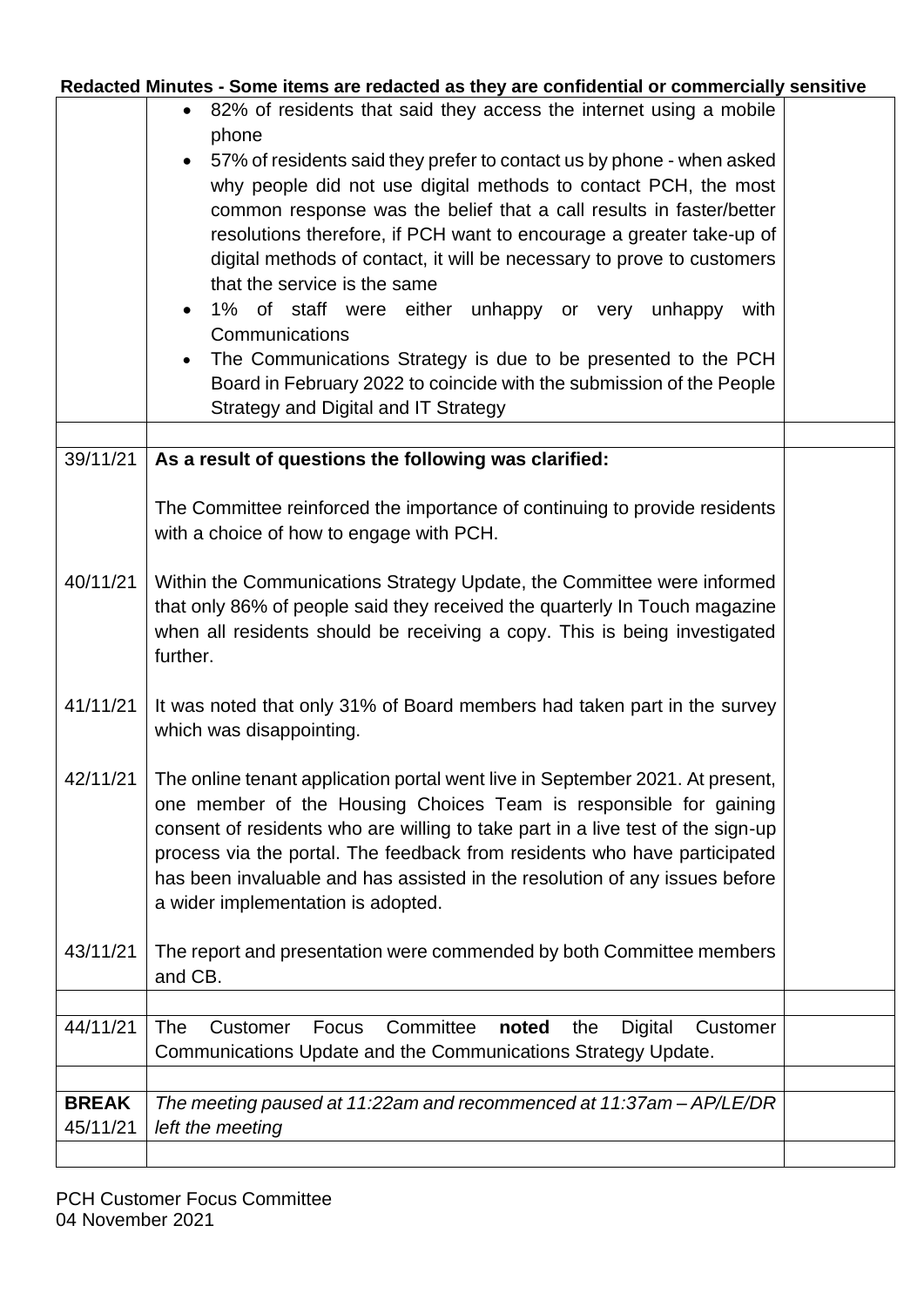**Redacted Minutes - Some items are redacted as they are confidential or commercially sensitive**

| | | |
|---|---|---|
| | • 82% of residents that said they access the internet using a mobile phone<br>• 57% of residents said they prefer to contact us by phone - when asked why people did not use digital methods to contact PCH, the most common response was the belief that a call results in faster/better resolutions therefore, if PCH want to encourage a greater take-up of digital methods of contact, it will be necessary to prove to customers that the service is the same<br>• 1% of staff were either unhappy or very unhappy with Communications<br>• The Communications Strategy is due to be presented to the PCH Board in February 2022 to coincide with the submission of the People Strategy and Digital and IT Strategy | |
| | | |
| 39/11/21 | **As a result of questions the following was clarified:**<br><br>The Committee reinforced the importance of continuing to provide residents with a choice of how to engage with PCH. | |
| 40/11/21 | Within the Communications Strategy Update, the Committee were informed that only 86% of people said they received the quarterly In Touch magazine when all residents should be receiving a copy. This is being investigated further. | |
| 41/11/21 | It was noted that only 31% of Board members had taken part in the survey which was disappointing. | |
| 42/11/21 | The online tenant application portal went live in September 2021. At present, one member of the Housing Choices Team is responsible for gaining consent of residents who are willing to take part in a live test of the sign-up process via the portal. The feedback from residents who have participated has been invaluable and has assisted in the resolution of any issues before a wider implementation is adopted. | |
| 43/11/21 | The report and presentation were commended by both Committee members and CB. | |
| | | |
| 44/11/21 | The Customer Focus Committee **noted** the Digital Customer Communications Update and the Communications Strategy Update. | |
| | | |
| **BREAK** 45/11/21 | *The meeting paused at 11:22am and recommenced at 11:37am – AP/LE/DR left the meeting* | |
| | | |

PCH Customer Focus Committee
04 November 2021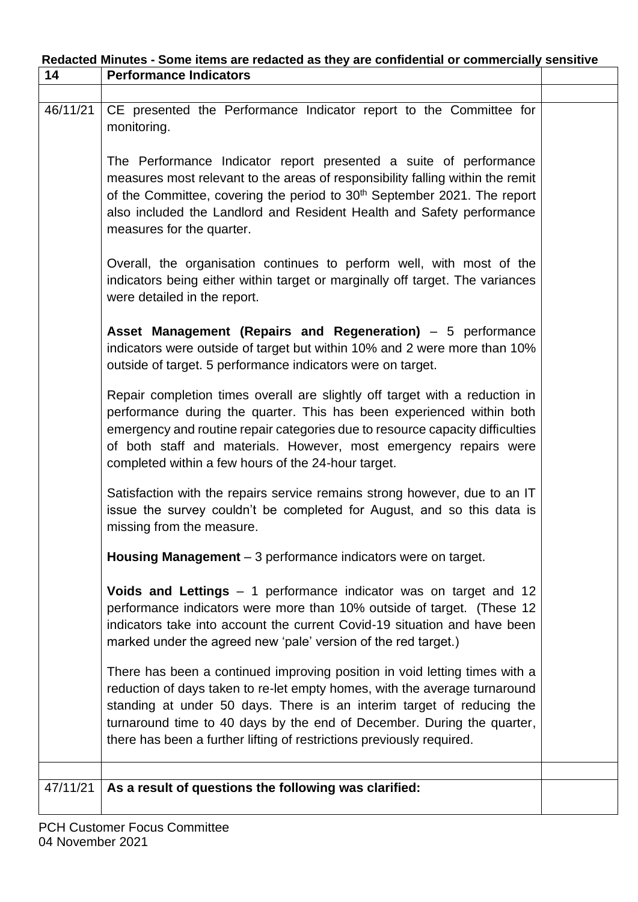**Redacted Minutes - Some items are redacted as they are confidential or commercially sensitive**

| 14 | **Performance Indicators** | |
|---|---|---|
| | | |
| 46/11/21 | CE presented the Performance Indicator report to the Committee for monitoring.<br><br>The Performance Indicator report presented a suite of performance measures most relevant to the areas of responsibility falling within the remit of the Committee, covering the period to 30th September 2021. The report also included the Landlord and Resident Health and Safety performance measures for the quarter.<br><br>Overall, the organisation continues to perform well, with most of the indicators being either within target or marginally off target. The variances were detailed in the report.<br><br>**Asset Management (Repairs and Regeneration)** – 5 performance indicators were outside of target but within 10% and 2 were more than 10% outside of target. 5 performance indicators were on target.<br><br>Repair completion times overall are slightly off target with a reduction in performance during the quarter. This has been experienced within both emergency and routine repair categories due to resource capacity difficulties of both staff and materials. However, most emergency repairs were completed within a few hours of the 24-hour target.<br><br>Satisfaction with the repairs service remains strong however, due to an IT issue the survey couldn't be completed for August, and so this data is missing from the measure.<br><br>**Housing Management** – 3 performance indicators were on target.<br><br>**Voids and Lettings** – 1 performance indicator was on target and 12 performance indicators were more than 10% outside of target. (These 12 indicators take into account the current Covid-19 situation and have been marked under the agreed new 'pale' version of the red target.)<br><br>There has been a continued improving position in void letting times with a reduction of days taken to re-let empty homes, with the average turnaround standing at under 50 days. There is an interim target of reducing the turnaround time to 40 days by the end of December. During the quarter, there has been a further lifting of restrictions previously required. | |
| | | |
| 47/11/21 | **As a result of questions the following was clarified:** | |

PCH Customer Focus Committee
04 November 2021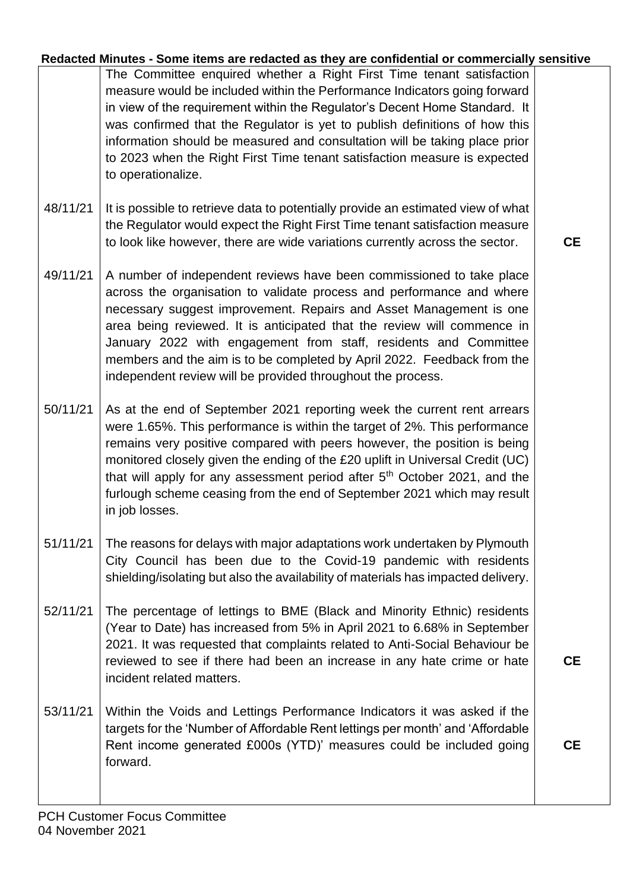**Redacted Minutes - Some items are redacted as they are confidential or commercially sensitive**

| | | |
|---|---|---|
| | The Committee enquired whether a Right First Time tenant satisfaction measure would be included within the Performance Indicators going forward in view of the requirement within the Regulator's Decent Home Standard. It was confirmed that the Regulator is yet to publish definitions of how this information should be measured and consultation will be taking place prior to 2023 when the Right First Time tenant satisfaction measure is expected to operationalize. | |
| 48/11/21 | It is possible to retrieve data to potentially provide an estimated view of what the Regulator would expect the Right First Time tenant satisfaction measure to look like however, there are wide variations currently across the sector. | **CE** |
| 49/11/21 | A number of independent reviews have been commissioned to take place across the organisation to validate process and performance and where necessary suggest improvement. Repairs and Asset Management is one area being reviewed. It is anticipated that the review will commence in January 2022 with engagement from staff, residents and Committee members and the aim is to be completed by April 2022. Feedback from the independent review will be provided throughout the process. | |
| 50/11/21 | As at the end of September 2021 reporting week the current rent arrears were 1.65%. This performance is within the target of 2%. This performance remains very positive compared with peers however, the position is being monitored closely given the ending of the £20 uplift in Universal Credit (UC) that will apply for any assessment period after 5th October 2021, and the furlough scheme ceasing from the end of September 2021 which may result in job losses. | |
| 51/11/21 | The reasons for delays with major adaptations work undertaken by Plymouth City Council has been due to the Covid-19 pandemic with residents shielding/isolating but also the availability of materials has impacted delivery. | |
| 52/11/21 | The percentage of lettings to BME (Black and Minority Ethnic) residents (Year to Date) has increased from 5% in April 2021 to 6.68% in September 2021. It was requested that complaints related to Anti-Social Behaviour be reviewed to see if there had been an increase in any hate crime or hate incident related matters. | **CE** |
| 53/11/21 | Within the Voids and Lettings Performance Indicators it was asked if the targets for the 'Number of Affordable Rent lettings per month' and 'Affordable Rent income generated £000s (YTD)' measures could be included going forward. | **CE** |

PCH Customer Focus Committee
04 November 2021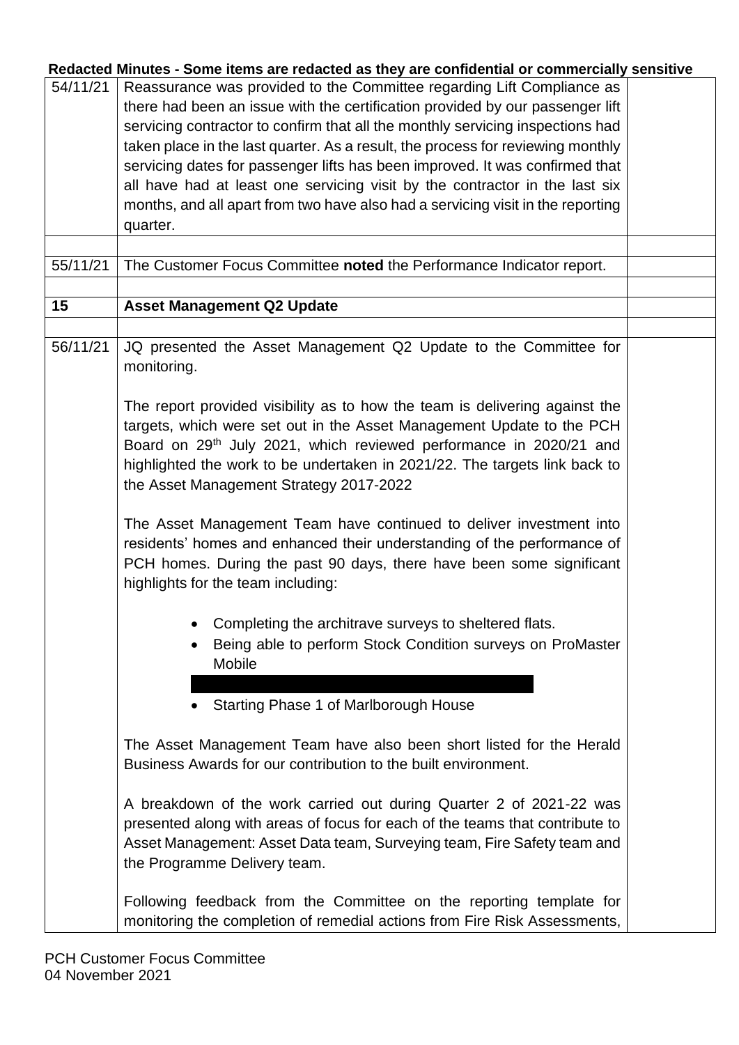**Redacted Minutes - Some items are redacted as they are confidential or commercially sensitive**

| | | |
|---|---|---|
| 54/11/21 | Reassurance was provided to the Committee regarding Lift Compliance as there had been an issue with the certification provided by our passenger lift servicing contractor to confirm that all the monthly servicing inspections had taken place in the last quarter. As a result, the process for reviewing monthly servicing dates for passenger lifts has been improved. It was confirmed that all have had at least one servicing visit by the contractor in the last six months, and all apart from two have also had a servicing visit in the reporting quarter. | |
| | | |
| 55/11/21 | The Customer Focus Committee **noted** the Performance Indicator report. | |
| | | |
| **15** | **Asset Management Q2 Update** | |
| | | |
| 56/11/21 | JQ presented the Asset Management Q2 Update to the Committee for monitoring.<br><br>The report provided visibility as to how the team is delivering against the targets, which were set out in the Asset Management Update to the PCH Board on 29th July 2021, which reviewed performance in 2020/21 and highlighted the work to be undertaken in 2021/22. The targets link back to the Asset Management Strategy 2017-2022<br><br>The Asset Management Team have continued to deliver investment into residents' homes and enhanced their understanding of the performance of PCH homes. During the past 90 days, there have been some significant highlights for the team including:<br><br>• Completing the architrave surveys to sheltered flats.<br>• Being able to perform Stock Condition surveys on ProMaster Mobile<br>• [REDACTED]<br>• Starting Phase 1 of Marlborough House<br><br>The Asset Management Team have also been short listed for the Herald Business Awards for our contribution to the built environment.<br><br>A breakdown of the work carried out during Quarter 2 of 2021-22 was presented along with areas of focus for each of the teams that contribute to Asset Management: Asset Data team, Surveying team, Fire Safety team and the Programme Delivery team.<br><br>Following feedback from the Committee on the reporting template for monitoring the completion of remedial actions from Fire Risk Assessments, | |

PCH Customer Focus Committee
04 November 2021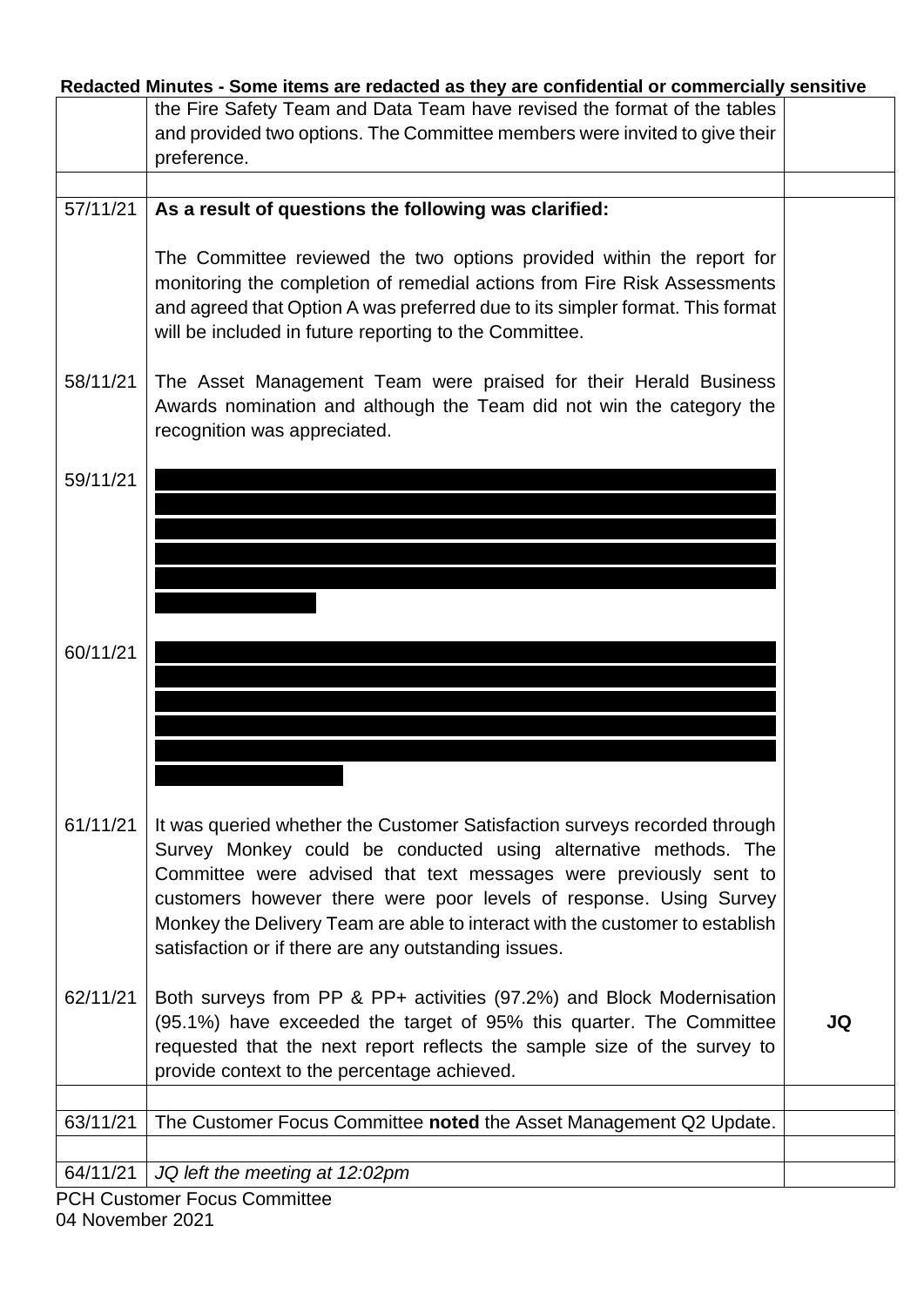**Redacted Minutes - Some items are redacted as they are confidential or commercially sensitive**

| | | |
|---|---|---|
| | the Fire Safety Team and Data Team have revised the format of the tables and provided two options. The Committee members were invited to give their preference. | |
| | | |
| 57/11/21 | **As a result of questions the following was clarified:**<br><br>The Committee reviewed the two options provided within the report for monitoring the completion of remedial actions from Fire Risk Assessments and agreed that Option A was preferred due to its simpler format. This format will be included in future reporting to the Committee. | |
| 58/11/21 | The Asset Management Team were praised for their Herald Business Awards nomination and although the Team did not win the category the recognition was appreciated. | |
| 59/11/21 | [REDACTED] | |
| 60/11/21 | [REDACTED] | |
| 61/11/21 | It was queried whether the Customer Satisfaction surveys recorded through Survey Monkey could be conducted using alternative methods. The Committee were advised that text messages were previously sent to customers however there were poor levels of response. Using Survey Monkey the Delivery Team are able to interact with the customer to establish satisfaction or if there are any outstanding issues. | |
| 62/11/21 | Both surveys from PP & PP+ activities (97.2%) and Block Modernisation (95.1%) have exceeded the target of 95% this quarter. The Committee requested that the next report reflects the sample size of the survey to provide context to the percentage achieved. | **JQ** |
| | | |
| 63/11/21 | The Customer Focus Committee **noted** the Asset Management Q2 Update. | |
| | | |
| 64/11/21 | *JQ left the meeting at 12:02pm* | |

PCH Customer Focus Committee
04 November 2021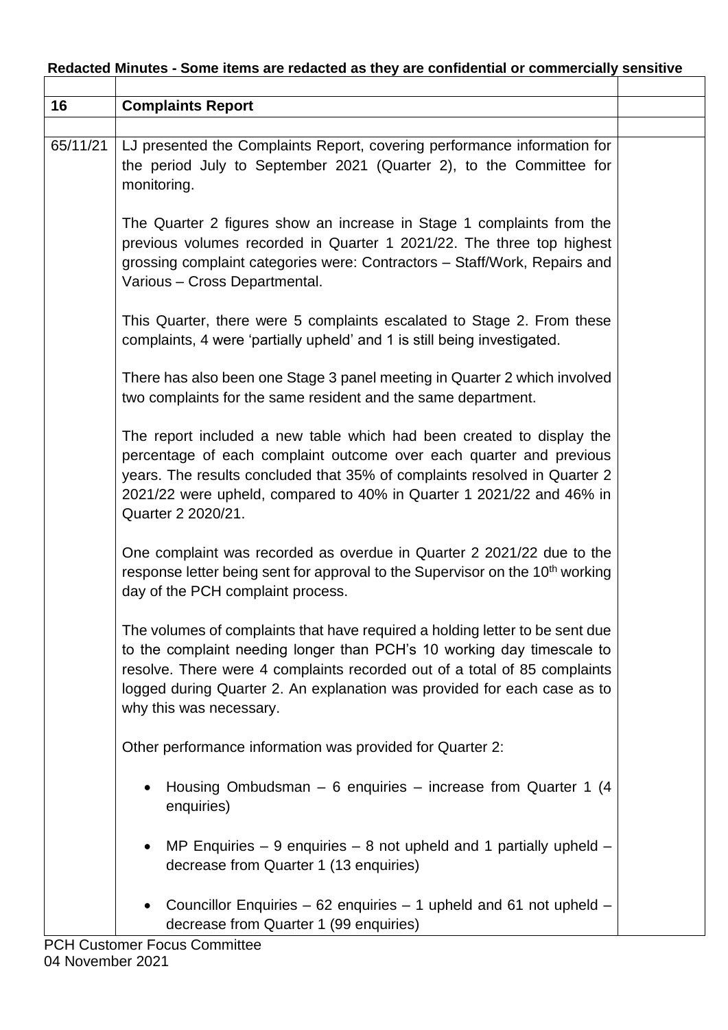**Redacted Minutes - Some items are redacted as they are confidential or commercially sensitive**

| | | |
|---|---|---|
| **16** | **Complaints Report** | |
| | | |
| 65/11/21 | LJ presented the Complaints Report, covering performance information for the period July to September 2021 (Quarter 2), to the Committee for monitoring.<br><br>The Quarter 2 figures show an increase in Stage 1 complaints from the previous volumes recorded in Quarter 1 2021/22. The three top highest grossing complaint categories were: Contractors – Staff/Work, Repairs and Various – Cross Departmental.<br><br>This Quarter, there were 5 complaints escalated to Stage 2. From these complaints, 4 were 'partially upheld' and 1 is still being investigated.<br><br>There has also been one Stage 3 panel meeting in Quarter 2 which involved two complaints for the same resident and the same department.<br><br>The report included a new table which had been created to display the percentage of each complaint outcome over each quarter and previous years. The results concluded that 35% of complaints resolved in Quarter 2 2021/22 were upheld, compared to 40% in Quarter 1 2021/22 and 46% in Quarter 2 2020/21.<br><br>One complaint was recorded as overdue in Quarter 2 2021/22 due to the response letter being sent for approval to the Supervisor on the 10th working day of the PCH complaint process.<br><br>The volumes of complaints that have required a holding letter to be sent due to the complaint needing longer than PCH's 10 working day timescale to resolve. There were 4 complaints recorded out of a total of 85 complaints logged during Quarter 2. An explanation was provided for each case as to why this was necessary.<br><br>Other performance information was provided for Quarter 2:<br><br>• Housing Ombudsman – 6 enquiries – increase from Quarter 1 (4 enquiries)<br><br>• MP Enquiries – 9 enquiries – 8 not upheld and 1 partially upheld – decrease from Quarter 1 (13 enquiries)<br><br>• Councillor Enquiries – 62 enquiries – 1 upheld and 61 not upheld – decrease from Quarter 1 (99 enquiries) | |

PCH Customer Focus Committee
04 November 2021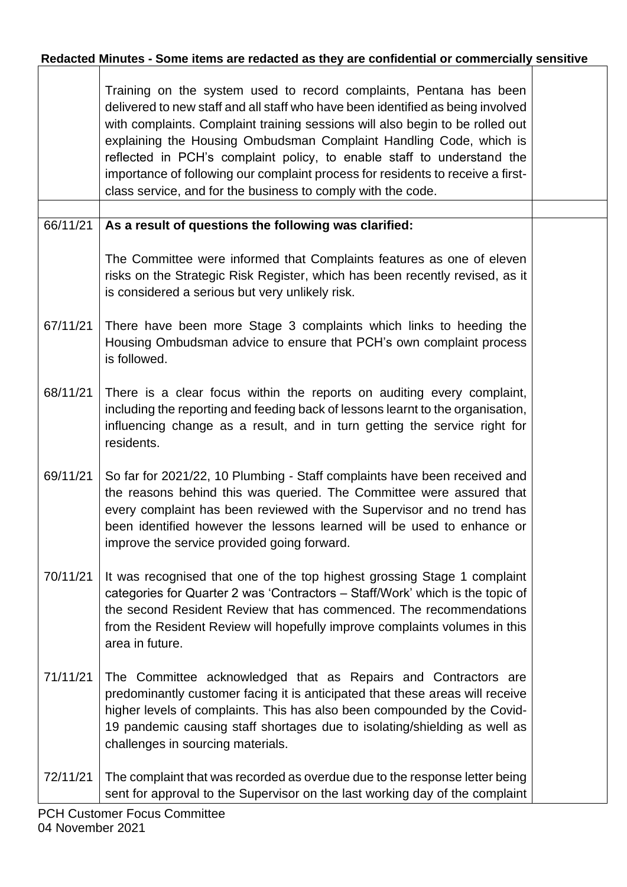**Redacted Minutes - Some items are redacted as they are confidential or commercially sensitive**

| | | |
|---|---|---|
| | Training on the system used to record complaints, Pentana has been delivered to new staff and all staff who have been identified as being involved with complaints. Complaint training sessions will also begin to be rolled out explaining the Housing Ombudsman Complaint Handling Code, which is reflected in PCH's complaint policy, to enable staff to understand the importance of following our complaint process for residents to receive a first-class service, and for the business to comply with the code. | |
| | | |
| 66/11/21 | **As a result of questions the following was clarified:**<br><br>The Committee were informed that Complaints features as one of eleven risks on the Strategic Risk Register, which has been recently revised, as it is considered a serious but very unlikely risk. | |
| 67/11/21 | There have been more Stage 3 complaints which links to heeding the Housing Ombudsman advice to ensure that PCH's own complaint process is followed. | |
| 68/11/21 | There is a clear focus within the reports on auditing every complaint, including the reporting and feeding back of lessons learnt to the organisation, influencing change as a result, and in turn getting the service right for residents. | |
| 69/11/21 | So far for 2021/22, 10 Plumbing - Staff complaints have been received and the reasons behind this was queried. The Committee were assured that every complaint has been reviewed with the Supervisor and no trend has been identified however the lessons learned will be used to enhance or improve the service provided going forward. | |
| 70/11/21 | It was recognised that one of the top highest grossing Stage 1 complaint categories for Quarter 2 was 'Contractors – Staff/Work' which is the topic of the second Resident Review that has commenced. The recommendations from the Resident Review will hopefully improve complaints volumes in this area in future. | |
| 71/11/21 | The Committee acknowledged that as Repairs and Contractors are predominantly customer facing it is anticipated that these areas will receive higher levels of complaints. This has also been compounded by the Covid-19 pandemic causing staff shortages due to isolating/shielding as well as challenges in sourcing materials. | |
| 72/11/21 | The complaint that was recorded as overdue due to the response letter being sent for approval to the Supervisor on the last working day of the complaint | |

PCH Customer Focus Committee
04 November 2021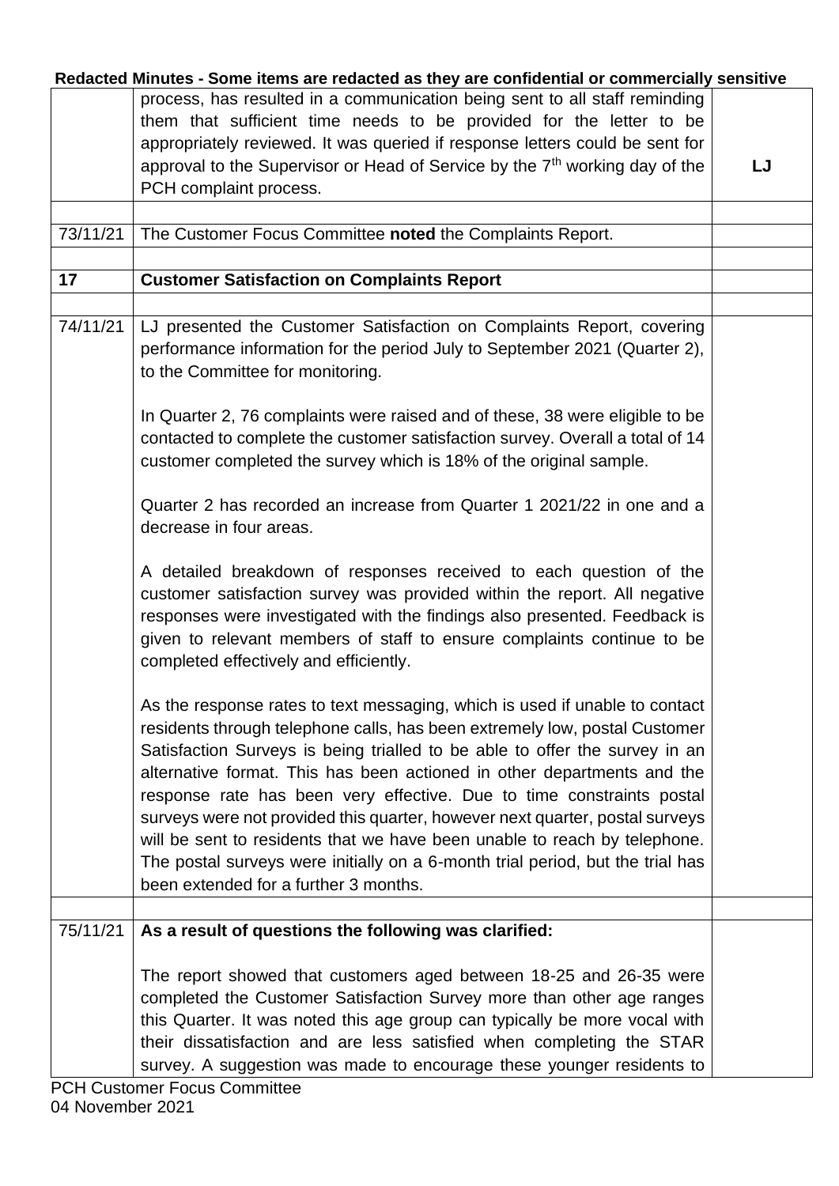**Redacted Minutes - Some items are redacted as they are confidential or commercially sensitive**

| | | |
|---|---|---|
| | process, has resulted in a communication being sent to all staff reminding them that sufficient time needs to be provided for the letter to be appropriately reviewed. It was queried if response letters could be sent for approval to the Supervisor or Head of Service by the 7th working day of the PCH complaint process. | **LJ** |
| | | |
| 73/11/21 | The Customer Focus Committee **noted** the Complaints Report. | |
| | | |
| **17** | **Customer Satisfaction on Complaints Report** | |
| | | |
| 74/11/21 | LJ presented the Customer Satisfaction on Complaints Report, covering performance information for the period July to September 2021 (Quarter 2), to the Committee for monitoring.<br><br>In Quarter 2, 76 complaints were raised and of these, 38 were eligible to be contacted to complete the customer satisfaction survey. Overall a total of 14 customer completed the survey which is 18% of the original sample.<br><br>Quarter 2 has recorded an increase from Quarter 1 2021/22 in one and a decrease in four areas.<br><br>A detailed breakdown of responses received to each question of the customer satisfaction survey was provided within the report. All negative responses were investigated with the findings also presented. Feedback is given to relevant members of staff to ensure complaints continue to be completed effectively and efficiently.<br><br>As the response rates to text messaging, which is used if unable to contact residents through telephone calls, has been extremely low, postal Customer Satisfaction Surveys is being trialled to be able to offer the survey in an alternative format. This has been actioned in other departments and the response rate has been very effective. Due to time constraints postal surveys were not provided this quarter, however next quarter, postal surveys will be sent to residents that we have been unable to reach by telephone. The postal surveys were initially on a 6-month trial period, but the trial has been extended for a further 3 months. | |
| | | |
| 75/11/21 | **As a result of questions the following was clarified:**<br><br>The report showed that customers aged between 18-25 and 26-35 were completed the Customer Satisfaction Survey more than other age ranges this Quarter. It was noted this age group can typically be more vocal with their dissatisfaction and are less satisfied when completing the STAR survey. A suggestion was made to encourage these younger residents to | |

PCH Customer Focus Committee
04 November 2021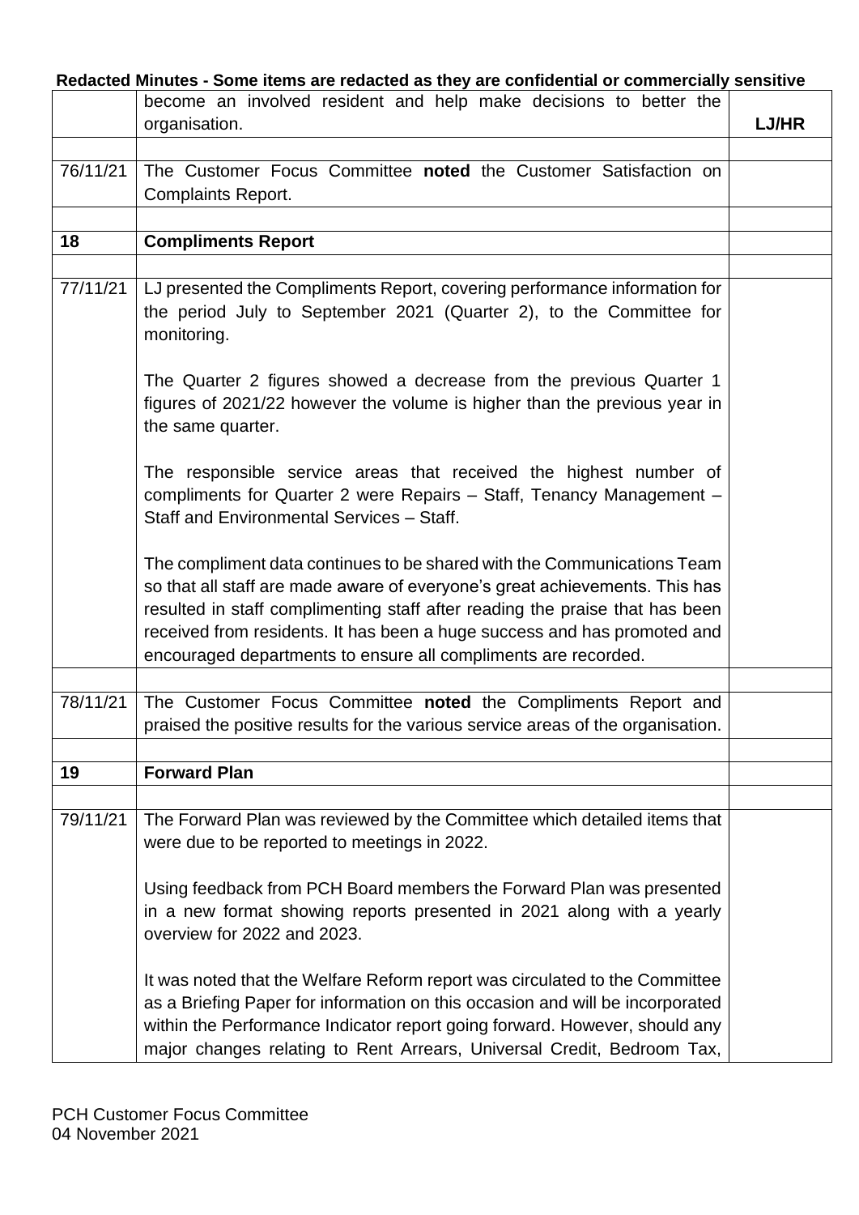**Redacted Minutes - Some items are redacted as they are confidential or commercially sensitive**

| | | |
|---|---|---|
| | become an involved resident and help make decisions to better the organisation. | **LJ/HR** |
| | | |
| 76/11/21 | The Customer Focus Committee **noted** the Customer Satisfaction on Complaints Report. | |
| | | |
| **18** | **Compliments Report** | |
| | | |
| 77/11/21 | LJ presented the Compliments Report, covering performance information for the period July to September 2021 (Quarter 2), to the Committee for monitoring.<br><br>The Quarter 2 figures showed a decrease from the previous Quarter 1 figures of 2021/22 however the volume is higher than the previous year in the same quarter.<br><br>The responsible service areas that received the highest number of compliments for Quarter 2 were Repairs – Staff, Tenancy Management – Staff and Environmental Services – Staff.<br><br>The compliment data continues to be shared with the Communications Team so that all staff are made aware of everyone's great achievements. This has resulted in staff complimenting staff after reading the praise that has been received from residents. It has been a huge success and has promoted and encouraged departments to ensure all compliments are recorded. | |
| | | |
| 78/11/21 | The Customer Focus Committee **noted** the Compliments Report and praised the positive results for the various service areas of the organisation. | |
| | | |
| **19** | **Forward Plan** | |
| | | |
| 79/11/21 | The Forward Plan was reviewed by the Committee which detailed items that were due to be reported to meetings in 2022.<br><br>Using feedback from PCH Board members the Forward Plan was presented in a new format showing reports presented in 2021 along with a yearly overview for 2022 and 2023.<br><br>It was noted that the Welfare Reform report was circulated to the Committee as a Briefing Paper for information on this occasion and will be incorporated within the Performance Indicator report going forward. However, should any major changes relating to Rent Arrears, Universal Credit, Bedroom Tax, | |

PCH Customer Focus Committee
04 November 2021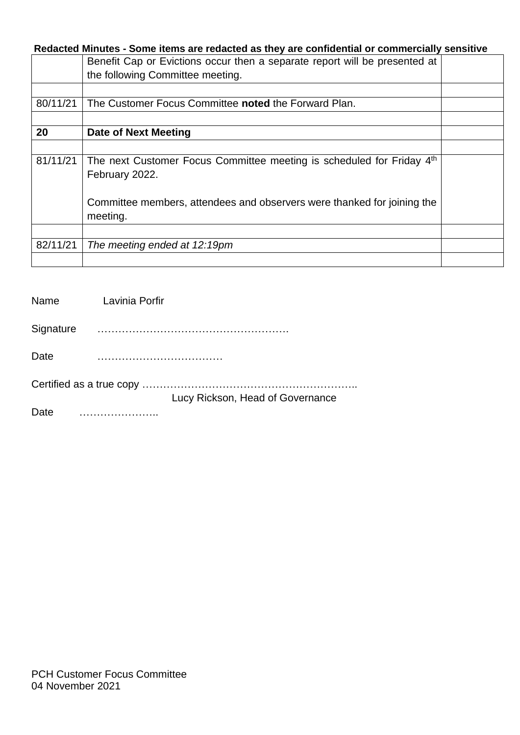**Redacted Minutes - Some items are redacted as they are confidential or commercially sensitive**

| | | |
|---|---|---|
| | Benefit Cap or Evictions occur then a separate report will be presented at the following Committee meeting. | |
| | | |
| 80/11/21 | The Customer Focus Committee **noted** the Forward Plan. | |
| | | |
| **20** | **Date of Next Meeting** | |
| | | |
| 81/11/21 | The next Customer Focus Committee meeting is scheduled for Friday 4th February 2022.<br><br>Committee members, attendees and observers were thanked for joining the meeting. | |
| | | |
| 82/11/21 | *The meeting ended at 12:19pm* | |
| | | |

Name Lavinia Porfir

Signature ……………………………………………….

Date ………………………………

Certified as a true copy ……………………………………………………..
Lucy Rickson, Head of Governance

Date …………………..